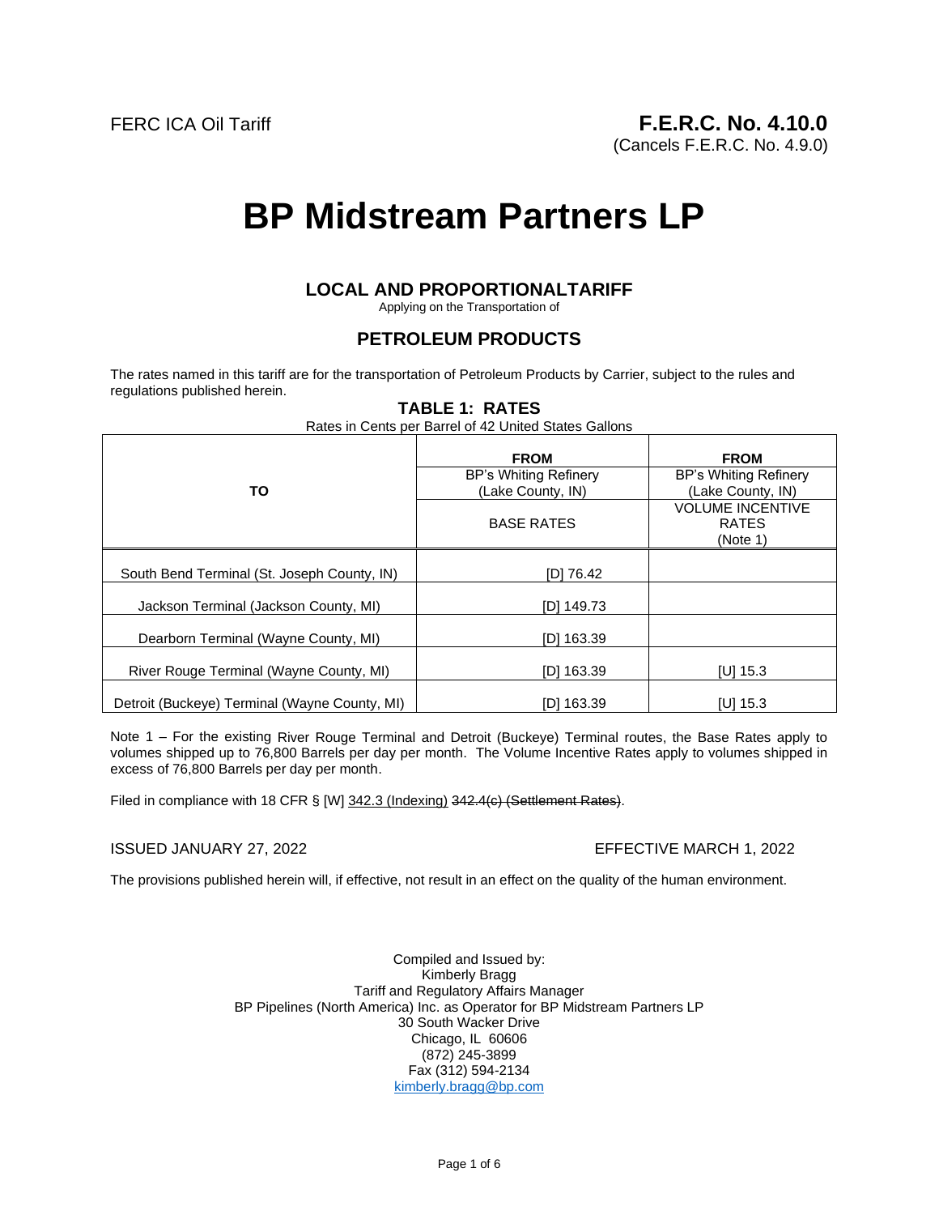FERC ICA Oil Tariff

**F.E.R.C. No. 4.10.0**
(Cancels F.E.R.C. No. 4.9.0)

# BP Midstream Partners LP

## LOCAL AND PROPORTIONALTARIFF

Applying on the Transportation of

## PETROLEUM PRODUCTS

The rates named in this tariff are for the transportation of Petroleum Products by Carrier, subject to the rules and regulations published herein.

### TABLE 1: RATES

Rates in Cents per Barrel of 42 United States Gallons

| TO | FROM BP's Whiting Refinery (Lake County, IN) BASE RATES | FROM BP's Whiting Refinery (Lake County, IN) VOLUME INCENTIVE RATES (Note 1) |
|---|---|---|
| South Bend Terminal (St. Joseph County, IN) | [D] 76.42 | |
| Jackson Terminal (Jackson County, MI) | [D] 149.73 | |
| Dearborn Terminal (Wayne County, MI) | [D] 163.39 | |
| River Rouge Terminal (Wayne County, MI) | [D] 163.39 | [U] 15.3 |
| Detroit (Buckeye) Terminal (Wayne County, MI) | [D] 163.39 | [U] 15.3 |

Note 1 – For the existing River Rouge Terminal and Detroit (Buckeye) Terminal routes, the Base Rates apply to volumes shipped up to 76,800 Barrels per day per month. The Volume Incentive Rates apply to volumes shipped in excess of 76,800 Barrels per day per month.

Filed in compliance with 18 CFR § [W] 342.3 (Indexing) ~~342.4(c) (Settlement Rates)~~.

ISSUED JANUARY 27, 2022

EFFECTIVE MARCH 1, 2022

The provisions published herein will, if effective, not result in an effect on the quality of the human environment.

Compiled and Issued by:
Kimberly Bragg
Tariff and Regulatory Affairs Manager
BP Pipelines (North America) Inc. as Operator for BP Midstream Partners LP
30 South Wacker Drive
Chicago, IL 60606
(872) 245-3899
Fax (312) 594-2134
kimberly.bragg@bp.com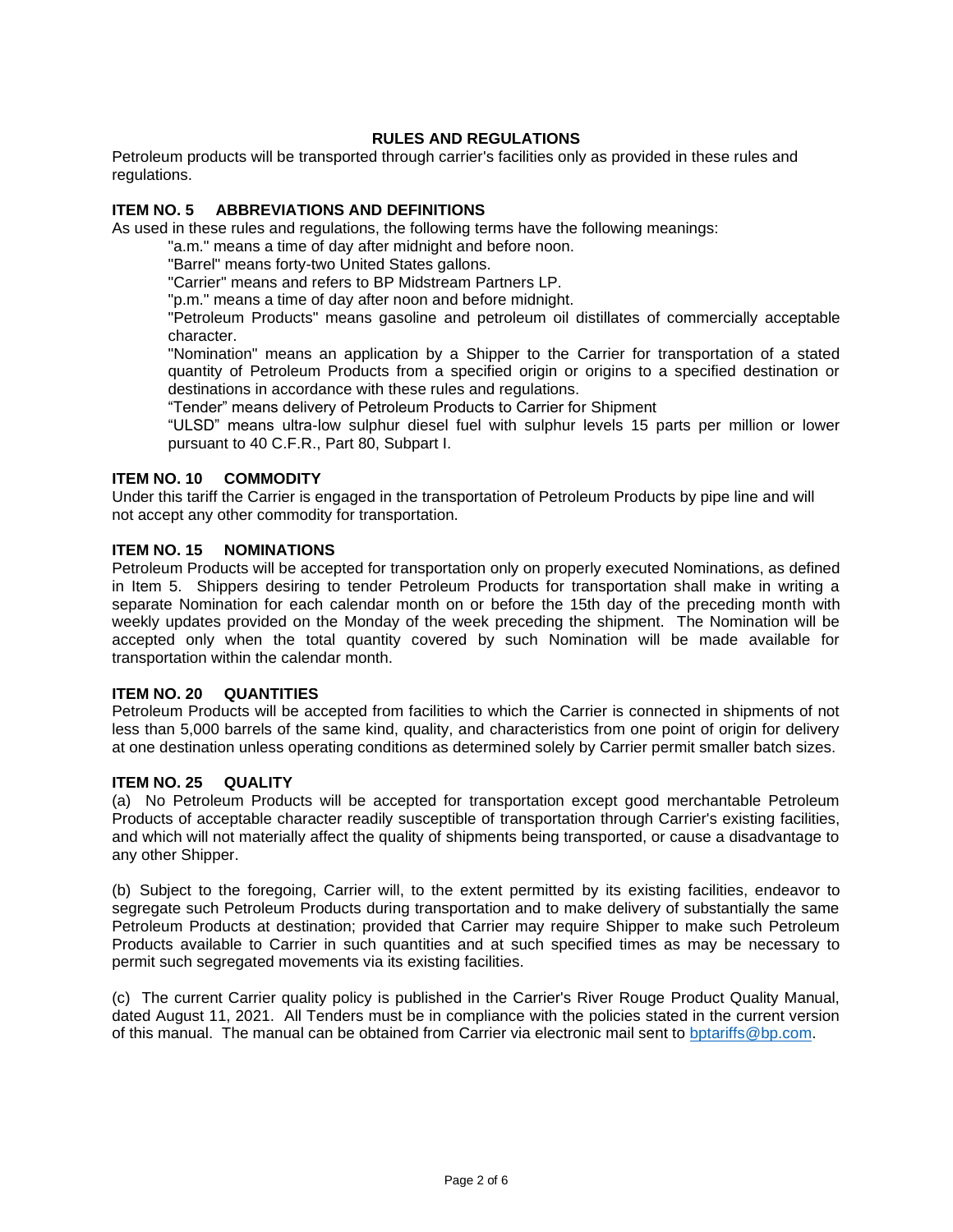## RULES AND REGULATIONS

Petroleum products will be transported through carrier's facilities only as provided in these rules and regulations.

### ITEM NO. 5 ABBREVIATIONS AND DEFINITIONS

As used in these rules and regulations, the following terms have the following meanings:

"a.m." means a time of day after midnight and before noon.

"Barrel" means forty-two United States gallons.

"Carrier" means and refers to BP Midstream Partners LP.

"p.m." means a time of day after noon and before midnight.

"Petroleum Products" means gasoline and petroleum oil distillates of commercially acceptable character.

"Nomination" means an application by a Shipper to the Carrier for transportation of a stated quantity of Petroleum Products from a specified origin or origins to a specified destination or destinations in accordance with these rules and regulations.

“Tender” means delivery of Petroleum Products to Carrier for Shipment

“ULSD” means ultra-low sulphur diesel fuel with sulphur levels 15 parts per million or lower pursuant to 40 C.F.R., Part 80, Subpart I.

### ITEM NO. 10 COMMODITY

Under this tariff the Carrier is engaged in the transportation of Petroleum Products by pipe line and will not accept any other commodity for transportation.

### ITEM NO. 15 NOMINATIONS

Petroleum Products will be accepted for transportation only on properly executed Nominations, as defined in Item 5. Shippers desiring to tender Petroleum Products for transportation shall make in writing a separate Nomination for each calendar month on or before the 15th day of the preceding month with weekly updates provided on the Monday of the week preceding the shipment. The Nomination will be accepted only when the total quantity covered by such Nomination will be made available for transportation within the calendar month.

### ITEM NO. 20 QUANTITIES

Petroleum Products will be accepted from facilities to which the Carrier is connected in shipments of not less than 5,000 barrels of the same kind, quality, and characteristics from one point of origin for delivery at one destination unless operating conditions as determined solely by Carrier permit smaller batch sizes.

### ITEM NO. 25 QUALITY

(a) No Petroleum Products will be accepted for transportation except good merchantable Petroleum Products of acceptable character readily susceptible of transportation through Carrier's existing facilities, and which will not materially affect the quality of shipments being transported, or cause a disadvantage to any other Shipper.

(b) Subject to the foregoing, Carrier will, to the extent permitted by its existing facilities, endeavor to segregate such Petroleum Products during transportation and to make delivery of substantially the same Petroleum Products at destination; provided that Carrier may require Shipper to make such Petroleum Products available to Carrier in such quantities and at such specified times as may be necessary to permit such segregated movements via its existing facilities.

(c) The current Carrier quality policy is published in the Carrier's River Rouge Product Quality Manual, dated August 11, 2021. All Tenders must be in compliance with the policies stated in the current version of this manual. The manual can be obtained from Carrier via electronic mail sent to bptariffs@bp.com.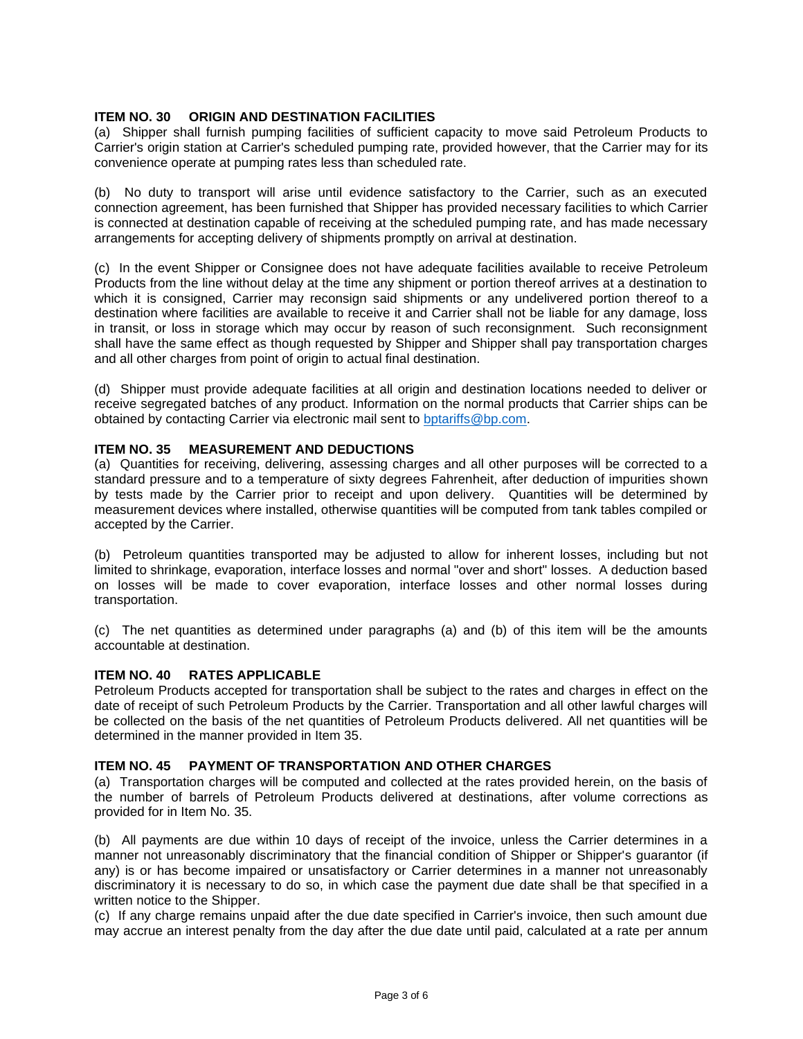### ITEM NO. 30 ORIGIN AND DESTINATION FACILITIES

(a) Shipper shall furnish pumping facilities of sufficient capacity to move said Petroleum Products to Carrier's origin station at Carrier's scheduled pumping rate, provided however, that the Carrier may for its convenience operate at pumping rates less than scheduled rate.

(b) No duty to transport will arise until evidence satisfactory to the Carrier, such as an executed connection agreement, has been furnished that Shipper has provided necessary facilities to which Carrier is connected at destination capable of receiving at the scheduled pumping rate, and has made necessary arrangements for accepting delivery of shipments promptly on arrival at destination.

(c) In the event Shipper or Consignee does not have adequate facilities available to receive Petroleum Products from the line without delay at the time any shipment or portion thereof arrives at a destination to which it is consigned, Carrier may reconsign said shipments or any undelivered portion thereof to a destination where facilities are available to receive it and Carrier shall not be liable for any damage, loss in transit, or loss in storage which may occur by reason of such reconsignment. Such reconsignment shall have the same effect as though requested by Shipper and Shipper shall pay transportation charges and all other charges from point of origin to actual final destination.

(d) Shipper must provide adequate facilities at all origin and destination locations needed to deliver or receive segregated batches of any product. Information on the normal products that Carrier ships can be obtained by contacting Carrier via electronic mail sent to bptariffs@bp.com.

### ITEM NO. 35 MEASUREMENT AND DEDUCTIONS

(a) Quantities for receiving, delivering, assessing charges and all other purposes will be corrected to a standard pressure and to a temperature of sixty degrees Fahrenheit, after deduction of impurities shown by tests made by the Carrier prior to receipt and upon delivery. Quantities will be determined by measurement devices where installed, otherwise quantities will be computed from tank tables compiled or accepted by the Carrier.

(b) Petroleum quantities transported may be adjusted to allow for inherent losses, including but not limited to shrinkage, evaporation, interface losses and normal "over and short" losses. A deduction based on losses will be made to cover evaporation, interface losses and other normal losses during transportation.

(c) The net quantities as determined under paragraphs (a) and (b) of this item will be the amounts accountable at destination.

### ITEM NO. 40 RATES APPLICABLE

Petroleum Products accepted for transportation shall be subject to the rates and charges in effect on the date of receipt of such Petroleum Products by the Carrier. Transportation and all other lawful charges will be collected on the basis of the net quantities of Petroleum Products delivered. All net quantities will be determined in the manner provided in Item 35.

### ITEM NO. 45 PAYMENT OF TRANSPORTATION AND OTHER CHARGES

(a) Transportation charges will be computed and collected at the rates provided herein, on the basis of the number of barrels of Petroleum Products delivered at destinations, after volume corrections as provided for in Item No. 35.

(b) All payments are due within 10 days of receipt of the invoice, unless the Carrier determines in a manner not unreasonably discriminatory that the financial condition of Shipper or Shipper's guarantor (if any) is or has become impaired or unsatisfactory or Carrier determines in a manner not unreasonably discriminatory it is necessary to do so, in which case the payment due date shall be that specified in a written notice to the Shipper.

(c) If any charge remains unpaid after the due date specified in Carrier's invoice, then such amount due may accrue an interest penalty from the day after the due date until paid, calculated at a rate per annum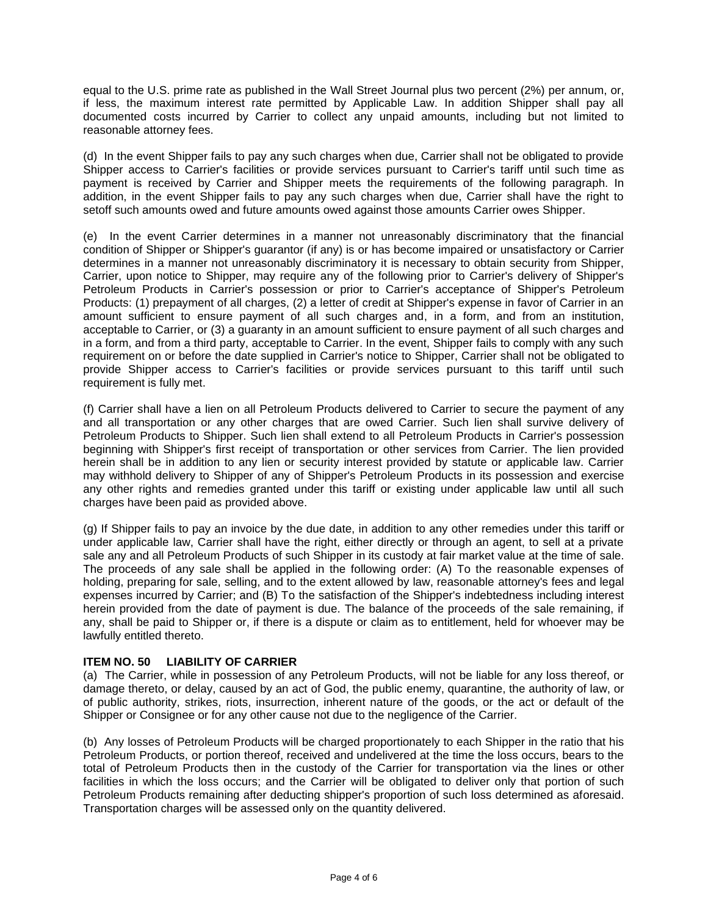equal to the U.S. prime rate as published in the Wall Street Journal plus two percent (2%) per annum, or, if less, the maximum interest rate permitted by Applicable Law. In addition Shipper shall pay all documented costs incurred by Carrier to collect any unpaid amounts, including but not limited to reasonable attorney fees.

(d) In the event Shipper fails to pay any such charges when due, Carrier shall not be obligated to provide Shipper access to Carrier's facilities or provide services pursuant to Carrier's tariff until such time as payment is received by Carrier and Shipper meets the requirements of the following paragraph. In addition, in the event Shipper fails to pay any such charges when due, Carrier shall have the right to setoff such amounts owed and future amounts owed against those amounts Carrier owes Shipper.

(e) In the event Carrier determines in a manner not unreasonably discriminatory that the financial condition of Shipper or Shipper's guarantor (if any) is or has become impaired or unsatisfactory or Carrier determines in a manner not unreasonably discriminatory it is necessary to obtain security from Shipper, Carrier, upon notice to Shipper, may require any of the following prior to Carrier's delivery of Shipper's Petroleum Products in Carrier's possession or prior to Carrier's acceptance of Shipper's Petroleum Products: (1) prepayment of all charges, (2) a letter of credit at Shipper's expense in favor of Carrier in an amount sufficient to ensure payment of all such charges and, in a form, and from an institution, acceptable to Carrier, or (3) a guaranty in an amount sufficient to ensure payment of all such charges and in a form, and from a third party, acceptable to Carrier. In the event, Shipper fails to comply with any such requirement on or before the date supplied in Carrier's notice to Shipper, Carrier shall not be obligated to provide Shipper access to Carrier's facilities or provide services pursuant to this tariff until such requirement is fully met.

(f) Carrier shall have a lien on all Petroleum Products delivered to Carrier to secure the payment of any and all transportation or any other charges that are owed Carrier. Such lien shall survive delivery of Petroleum Products to Shipper. Such lien shall extend to all Petroleum Products in Carrier's possession beginning with Shipper's first receipt of transportation or other services from Carrier. The lien provided herein shall be in addition to any lien or security interest provided by statute or applicable law. Carrier may withhold delivery to Shipper of any of Shipper's Petroleum Products in its possession and exercise any other rights and remedies granted under this tariff or existing under applicable law until all such charges have been paid as provided above.

(g) If Shipper fails to pay an invoice by the due date, in addition to any other remedies under this tariff or under applicable law, Carrier shall have the right, either directly or through an agent, to sell at a private sale any and all Petroleum Products of such Shipper in its custody at fair market value at the time of sale. The proceeds of any sale shall be applied in the following order: (A) To the reasonable expenses of holding, preparing for sale, selling, and to the extent allowed by law, reasonable attorney's fees and legal expenses incurred by Carrier; and (B) To the satisfaction of the Shipper's indebtedness including interest herein provided from the date of payment is due. The balance of the proceeds of the sale remaining, if any, shall be paid to Shipper or, if there is a dispute or claim as to entitlement, held for whoever may be lawfully entitled thereto.

**ITEM NO. 50 LIABILITY OF CARRIER**

(a) The Carrier, while in possession of any Petroleum Products, will not be liable for any loss thereof, or damage thereto, or delay, caused by an act of God, the public enemy, quarantine, the authority of law, or of public authority, strikes, riots, insurrection, inherent nature of the goods, or the act or default of the Shipper or Consignee or for any other cause not due to the negligence of the Carrier.

(b) Any losses of Petroleum Products will be charged proportionately to each Shipper in the ratio that his Petroleum Products, or portion thereof, received and undelivered at the time the loss occurs, bears to the total of Petroleum Products then in the custody of the Carrier for transportation via the lines or other facilities in which the loss occurs; and the Carrier will be obligated to deliver only that portion of such Petroleum Products remaining after deducting shipper's proportion of such loss determined as aforesaid. Transportation charges will be assessed only on the quantity delivered.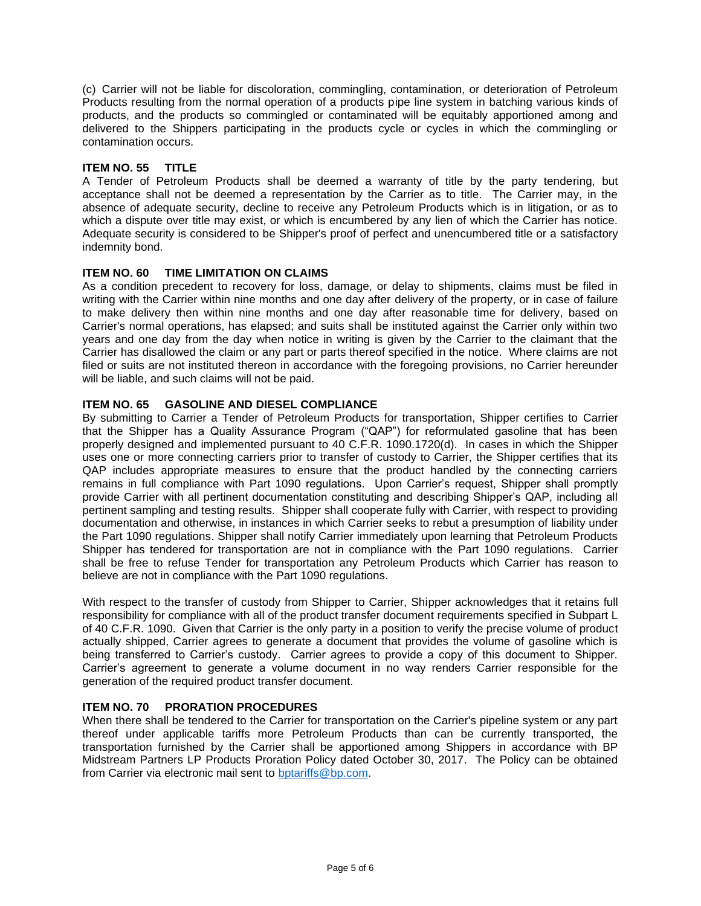(c) Carrier will not be liable for discoloration, commingling, contamination, or deterioration of Petroleum Products resulting from the normal operation of a products pipe line system in batching various kinds of products, and the products so commingled or contaminated will be equitably apportioned among and delivered to the Shippers participating in the products cycle or cycles in which the commingling or contamination occurs.

## ITEM NO. 55 TITLE

A Tender of Petroleum Products shall be deemed a warranty of title by the party tendering, but acceptance shall not be deemed a representation by the Carrier as to title. The Carrier may, in the absence of adequate security, decline to receive any Petroleum Products which is in litigation, or as to which a dispute over title may exist, or which is encumbered by any lien of which the Carrier has notice. Adequate security is considered to be Shipper's proof of perfect and unencumbered title or a satisfactory indemnity bond.

## ITEM NO. 60 TIME LIMITATION ON CLAIMS

As a condition precedent to recovery for loss, damage, or delay to shipments, claims must be filed in writing with the Carrier within nine months and one day after delivery of the property, or in case of failure to make delivery then within nine months and one day after reasonable time for delivery, based on Carrier's normal operations, has elapsed; and suits shall be instituted against the Carrier only within two years and one day from the day when notice in writing is given by the Carrier to the claimant that the Carrier has disallowed the claim or any part or parts thereof specified in the notice. Where claims are not filed or suits are not instituted thereon in accordance with the foregoing provisions, no Carrier hereunder will be liable, and such claims will not be paid.

## ITEM NO. 65 GASOLINE AND DIESEL COMPLIANCE

By submitting to Carrier a Tender of Petroleum Products for transportation, Shipper certifies to Carrier that the Shipper has a Quality Assurance Program ("QAP") for reformulated gasoline that has been properly designed and implemented pursuant to 40 C.F.R. 1090.1720(d). In cases in which the Shipper uses one or more connecting carriers prior to transfer of custody to Carrier, the Shipper certifies that its QAP includes appropriate measures to ensure that the product handled by the connecting carriers remains in full compliance with Part 1090 regulations. Upon Carrier's request, Shipper shall promptly provide Carrier with all pertinent documentation constituting and describing Shipper's QAP, including all pertinent sampling and testing results. Shipper shall cooperate fully with Carrier, with respect to providing documentation and otherwise, in instances in which Carrier seeks to rebut a presumption of liability under the Part 1090 regulations. Shipper shall notify Carrier immediately upon learning that Petroleum Products Shipper has tendered for transportation are not in compliance with the Part 1090 regulations. Carrier shall be free to refuse Tender for transportation any Petroleum Products which Carrier has reason to believe are not in compliance with the Part 1090 regulations.

With respect to the transfer of custody from Shipper to Carrier, Shipper acknowledges that it retains full responsibility for compliance with all of the product transfer document requirements specified in Subpart L of 40 C.F.R. 1090. Given that Carrier is the only party in a position to verify the precise volume of product actually shipped, Carrier agrees to generate a document that provides the volume of gasoline which is being transferred to Carrier's custody. Carrier agrees to provide a copy of this document to Shipper. Carrier's agreement to generate a volume document in no way renders Carrier responsible for the generation of the required product transfer document.

## ITEM NO. 70 PRORATION PROCEDURES

When there shall be tendered to the Carrier for transportation on the Carrier's pipeline system or any part thereof under applicable tariffs more Petroleum Products than can be currently transported, the transportation furnished by the Carrier shall be apportioned among Shippers in accordance with BP Midstream Partners LP Products Proration Policy dated October 30, 2017. The Policy can be obtained from Carrier via electronic mail sent to bptariffs@bp.com.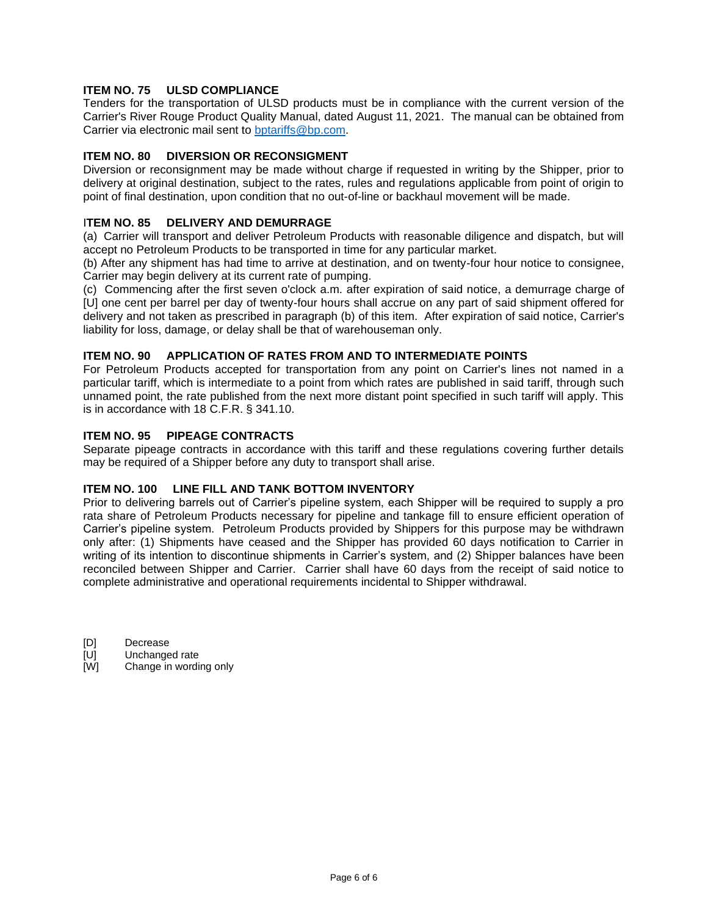### ITEM NO. 75 ULSD COMPLIANCE

Tenders for the transportation of ULSD products must be in compliance with the current version of the Carrier's River Rouge Product Quality Manual, dated August 11, 2021. The manual can be obtained from Carrier via electronic mail sent to bptariffs@bp.com.

### ITEM NO. 80 DIVERSION OR RECONSIGMENT

Diversion or reconsignment may be made without charge if requested in writing by the Shipper, prior to delivery at original destination, subject to the rates, rules and regulations applicable from point of origin to point of final destination, upon condition that no out-of-line or backhaul movement will be made.

### ITEM NO. 85 DELIVERY AND DEMURRAGE

(a) Carrier will transport and deliver Petroleum Products with reasonable diligence and dispatch, but will accept no Petroleum Products to be transported in time for any particular market.

(b) After any shipment has had time to arrive at destination, and on twenty-four hour notice to consignee, Carrier may begin delivery at its current rate of pumping.

(c) Commencing after the first seven o'clock a.m. after expiration of said notice, a demurrage charge of [U] one cent per barrel per day of twenty-four hours shall accrue on any part of said shipment offered for delivery and not taken as prescribed in paragraph (b) of this item. After expiration of said notice, Carrier's liability for loss, damage, or delay shall be that of warehouseman only.

### ITEM NO. 90 APPLICATION OF RATES FROM AND TO INTERMEDIATE POINTS

For Petroleum Products accepted for transportation from any point on Carrier's lines not named in a particular tariff, which is intermediate to a point from which rates are published in said tariff, through such unnamed point, the rate published from the next more distant point specified in such tariff will apply. This is in accordance with 18 C.F.R. § 341.10.

### ITEM NO. 95 PIPEAGE CONTRACTS

Separate pipeage contracts in accordance with this tariff and these regulations covering further details may be required of a Shipper before any duty to transport shall arise.

### ITEM NO. 100 LINE FILL AND TANK BOTTOM INVENTORY

Prior to delivering barrels out of Carrier's pipeline system, each Shipper will be required to supply a pro rata share of Petroleum Products necessary for pipeline and tankage fill to ensure efficient operation of Carrier's pipeline system. Petroleum Products provided by Shippers for this purpose may be withdrawn only after: (1) Shipments have ceased and the Shipper has provided 60 days notification to Carrier in writing of its intention to discontinue shipments in Carrier's system, and (2) Shipper balances have been reconciled between Shipper and Carrier. Carrier shall have 60 days from the receipt of said notice to complete administrative and operational requirements incidental to Shipper withdrawal.

[D] Decrease
[U] Unchanged rate
[W] Change in wording only